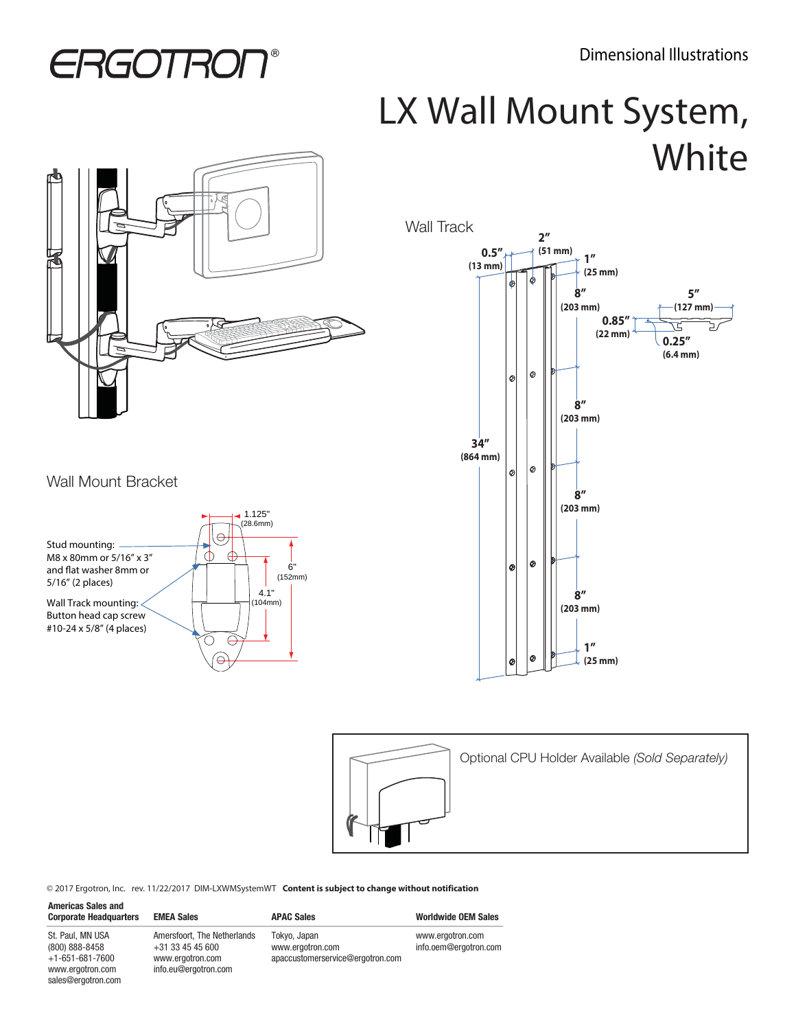# ERGOTRON®

Dimensional Illustrations

# LX Wall Mount System, White

## Wall Track

2" (51 mm)

0.5" (13 mm)

1" (25 mm)

8" (203 mm)

5" (127 mm)

0.85" (22 mm)

0.25" (6.4 mm)

8" (203 mm)

34" (864 mm)

8" (203 mm)

8" (203 mm)

1" (25 mm)

## Wall Mount Bracket

1.125" (28.6mm)

Stud mounting: M8 x 80mm or 5/16" x 3" and flat washer 8mm or 5/16" (2 places)

6" (152mm)

4.1" (104mm)

Wall Track mounting: Button head cap screw #10-24 x 5/8" (4 places)

Optional CPU Holder Available *(Sold Separately)*

© 2017 Ergotron, Inc. rev. 11/22/2017 DIM-LXWMSystemWT **Content is subject to change without notification**

| Americas Sales and Corporate Headquarters | EMEA Sales | APAC Sales | Worldwide OEM Sales |
|---|---|---|---|
| St. Paul, MN USA<br>(800) 888-8458<br>+1-651-681-7600<br>www.ergotron.com<br>sales@ergotron.com | Amersfoort, The Netherlands<br>+31 33 45 45 600<br>www.ergotron.com<br>info.eu@ergotron.com | Tokyo, Japan<br>www.ergotron.com<br>apaccustomerservice@ergotron.com | www.ergotron.com<br>info.oem@ergotron.com |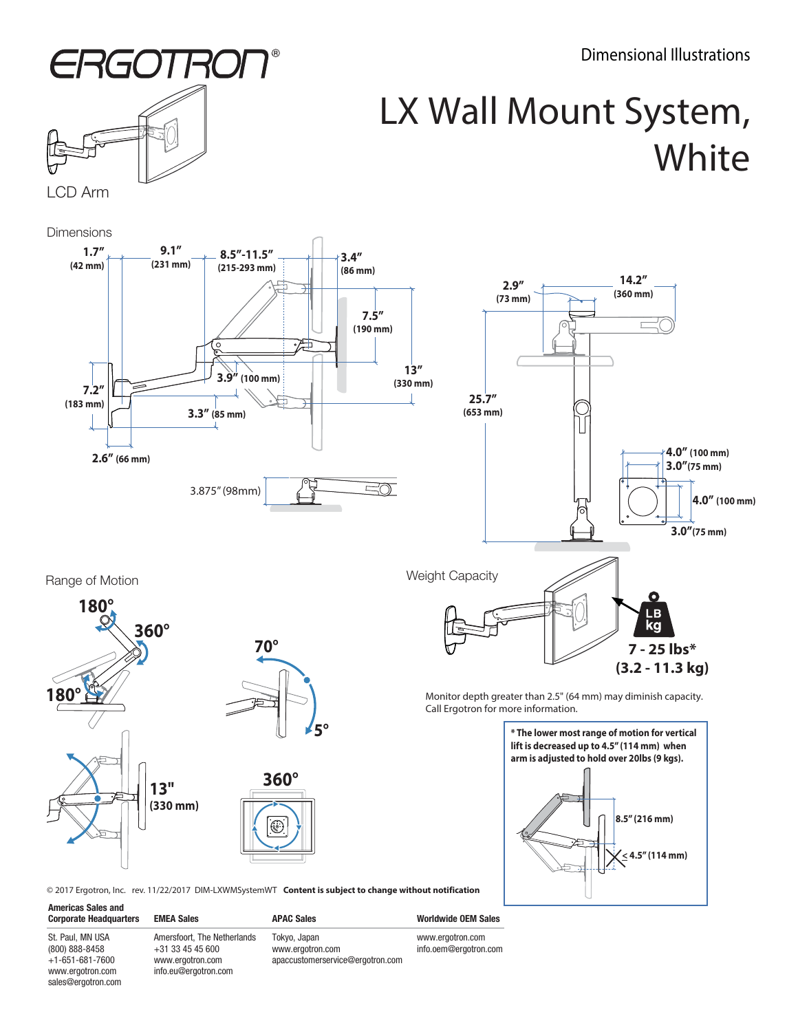# ERGOTRON®

Dimensional Illustrations

# LX Wall Mount System, White

LCD Arm

## Dimensions

1.7″ (42 mm)

9.1″ (231 mm)

8.5″-11.5″ (215-293 mm)

3.4″ (86 mm)

7.5″ (190 mm)

13″ (330 mm)

3.9″ (100 mm)

7.2″ (183 mm)

3.3″ (85 mm)

2.6″ (66 mm)

2.9″ (73 mm)

14.2″ (360 mm)

25.7″ (653 mm)

4.0″ (100 mm)

3.0″(75 mm)

4.0″ (100 mm)

3.0″(75 mm)

3.875″ (98mm)

## Range of Motion

180°

360°

180°

70°

5°

13" (330 mm)

360°

## Weight Capacity

LB kg

**7 - 25 lbs\***
**(3.2 - 11.3 kg)**

Monitor depth greater than 2.5" (64 mm) may diminish capacity. Call Ergotron for more information.

**\* The lower most range of motion for vertical lift is decreased up to 4.5" (114 mm) when arm is adjusted to hold over 20lbs (9 kgs).**

8.5" (216 mm)

≤ 4.5" (114 mm)

© 2017 Ergotron, Inc. rev. 11/22/2017 DIM-LXWMSystemWT **Content is subject to change without notification**

| Americas Sales and Corporate Headquarters | EMEA Sales | APAC Sales | Worldwide OEM Sales |
|---|---|---|---|
| St. Paul, MN USA<br>(800) 888-8458<br>+1-651-681-7600<br>www.ergotron.com<br>sales@ergotron.com | Amersfoort, The Netherlands<br>+31 33 45 45 600<br>www.ergotron.com<br>info.eu@ergotron.com | Tokyo, Japan<br>www.ergotron.com<br>apaccustomerservice@ergotron.com | www.ergotron.com<br>info.oem@ergotron.com |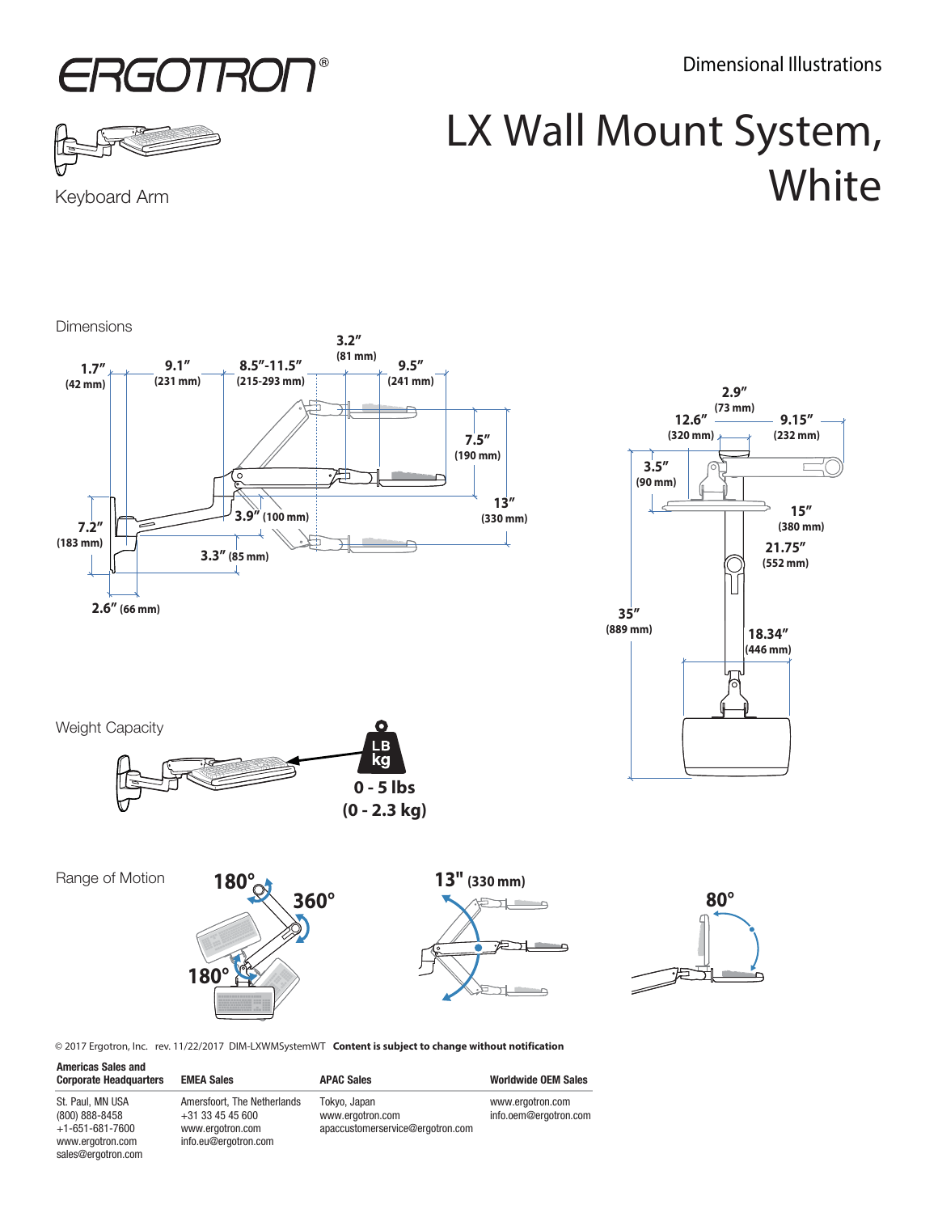# ERGOTRON®

Dimensional Illustrations

# LX Wall Mount System, White

Keyboard Arm

## Dimensions

1.7″ (42 mm)
9.1″ (231 mm)
8.5″-11.5″ (215-293 mm)
3.2″ (81 mm)
9.5″ (241 mm)
7.5″ (190 mm)
13″ (330 mm)
7.2″ (183 mm)
3.9″ (100 mm)
3.3″ (85 mm)
2.6″ (66 mm)

2.9″ (73 mm)
12.6″ (320 mm)
9.15″ (232 mm)
3.5″ (90 mm)
15″ (380 mm)
21.75″ (552 mm)
35″ (889 mm)
18.34″ (446 mm)

## Weight Capacity

LB kg

0 - 5 lbs
(0 - 2.3 kg)

## Range of Motion

180°
360°
180°
13" (330 mm)
80°

© 2017 Ergotron, Inc. rev. 11/22/2017 DIM-LXWMSystemWT **Content is subject to change without notification**

| Americas Sales and Corporate Headquarters | EMEA Sales | APAC Sales | Worldwide OEM Sales |
|---|---|---|---|
| St. Paul, MN USA<br>(800) 888-8458<br>+1-651-681-7600<br>www.ergotron.com<br>sales@ergotron.com | Amersfoort, The Netherlands<br>+31 33 45 45 600<br>www.ergotron.com<br>info.eu@ergotron.com | Tokyo, Japan<br>www.ergotron.com<br>apaccustomerservice@ergotron.com | www.ergotron.com<br>info.oem@ergotron.com |